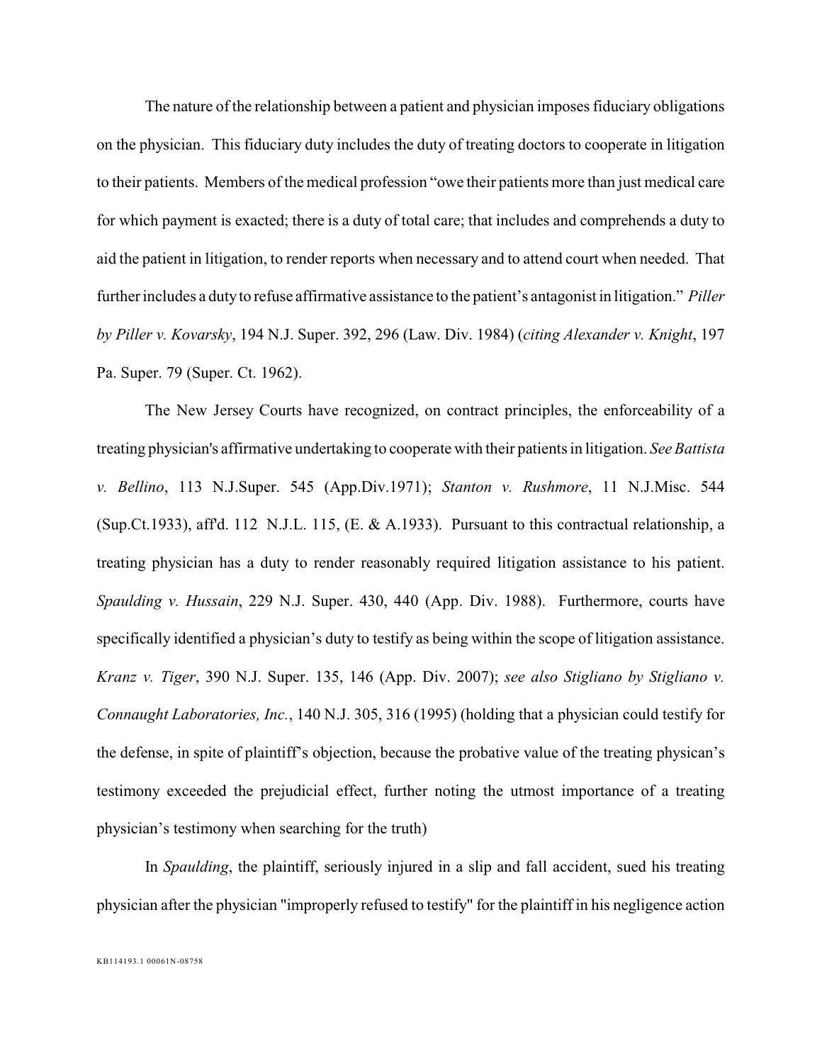The nature of the relationship between a patient and physician imposes fiduciary obligations on the physician. This fiduciary duty includes the duty of treating doctors to cooperate in litigation to their patients. Members of the medical profession "owe their patients more than just medical care for which payment is exacted; there is a duty of total care; that includes and comprehends a duty to aid the patient in litigation, to render reports when necessary and to attend court when needed. That further includes a duty to refuse affirmative assistance to the patient's antagonist in litigation." *Piller by Piller v. Kovarsky*, 194 N.J. Super. 392, 296 (Law. Div. 1984) (*citing Alexander v. Knight*, 197 Pa. Super. 79 (Super. Ct. 1962).

The New Jersey Courts have recognized, on contract principles, the enforceability of a treating physician's affirmative undertaking to cooperate with their patients in litigation. *See Battista v. Bellino*, 113 N.J.Super. 545 (App.Div.1971); *Stanton v. Rushmore*, 11 N.J.Misc. 544 (Sup.Ct.1933), aff'd. 112 N.J.L. 115, (E. & A.1933). Pursuant to this contractual relationship, a treating physician has a duty to render reasonably required litigation assistance to his patient. *Spaulding v. Hussain*, 229 N.J. Super. 430, 440 (App. Div. 1988). Furthermore, courts have specifically identified a physician's duty to testify as being within the scope of litigation assistance. *Kranz v. Tiger*, 390 N.J. Super. 135, 146 (App. Div. 2007); *see also Stigliano by Stigliano v. Connaught Laboratories, Inc.*, 140 N.J. 305, 316 (1995) (holding that a physician could testify for the defense, in spite of plaintiff's objection, because the probative value of the treating physician's testimony exceeded the prejudicial effect, further noting the utmost importance of a treating physician's testimony when searching for the truth)

In *Spaulding*, the plaintiff, seriously injured in a slip and fall accident, sued his treating physician after the physician "improperly refused to testify" for the plaintiff in his negligence action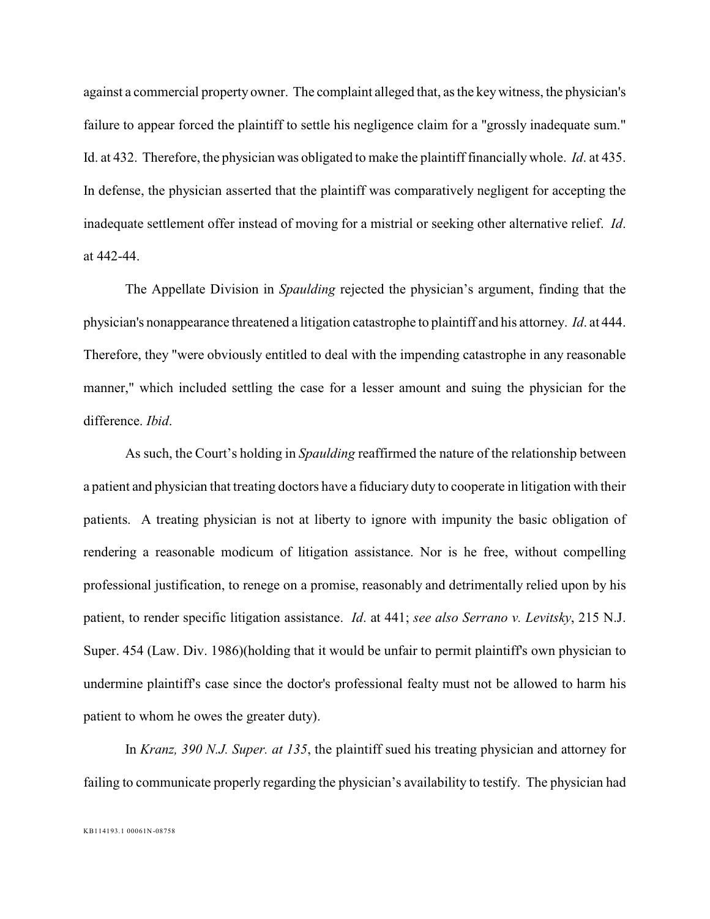against a commercial property owner. The complaint alleged that, as the key witness, the physician's failure to appear forced the plaintiff to settle his negligence claim for a "grossly inadequate sum." Id. at 432. Therefore, the physician was obligated to make the plaintiff financially whole. *Id*. at 435. In defense, the physician asserted that the plaintiff was comparatively negligent for accepting the inadequate settlement offer instead of moving for a mistrial or seeking other alternative relief. *Id*. at 442-44.

The Appellate Division in *Spaulding* rejected the physician's argument, finding that the physician's nonappearance threatened a litigation catastrophe to plaintiff and his attorney. *Id*. at 444. Therefore, they "were obviously entitled to deal with the impending catastrophe in any reasonable manner," which included settling the case for a lesser amount and suing the physician for the difference. *Ibid*.

As such, the Court's holding in *Spaulding* reaffirmed the nature of the relationship between a patient and physician that treating doctors have a fiduciary duty to cooperate in litigation with their patients. A treating physician is not at liberty to ignore with impunity the basic obligation of rendering a reasonable modicum of litigation assistance. Nor is he free, without compelling professional justification, to renege on a promise, reasonably and detrimentally relied upon by his patient, to render specific litigation assistance. *Id*. at 441; *see also Serrano v. Levitsky*, 215 N.J. Super. 454 (Law. Div. 1986)(holding that it would be unfair to permit plaintiff's own physician to undermine plaintiff's case since the doctor's professional fealty must not be allowed to harm his patient to whom he owes the greater duty).

In *Kranz, 390 N.J. Super. at 135*, the plaintiff sued his treating physician and attorney for failing to communicate properly regarding the physician's availability to testify. The physician had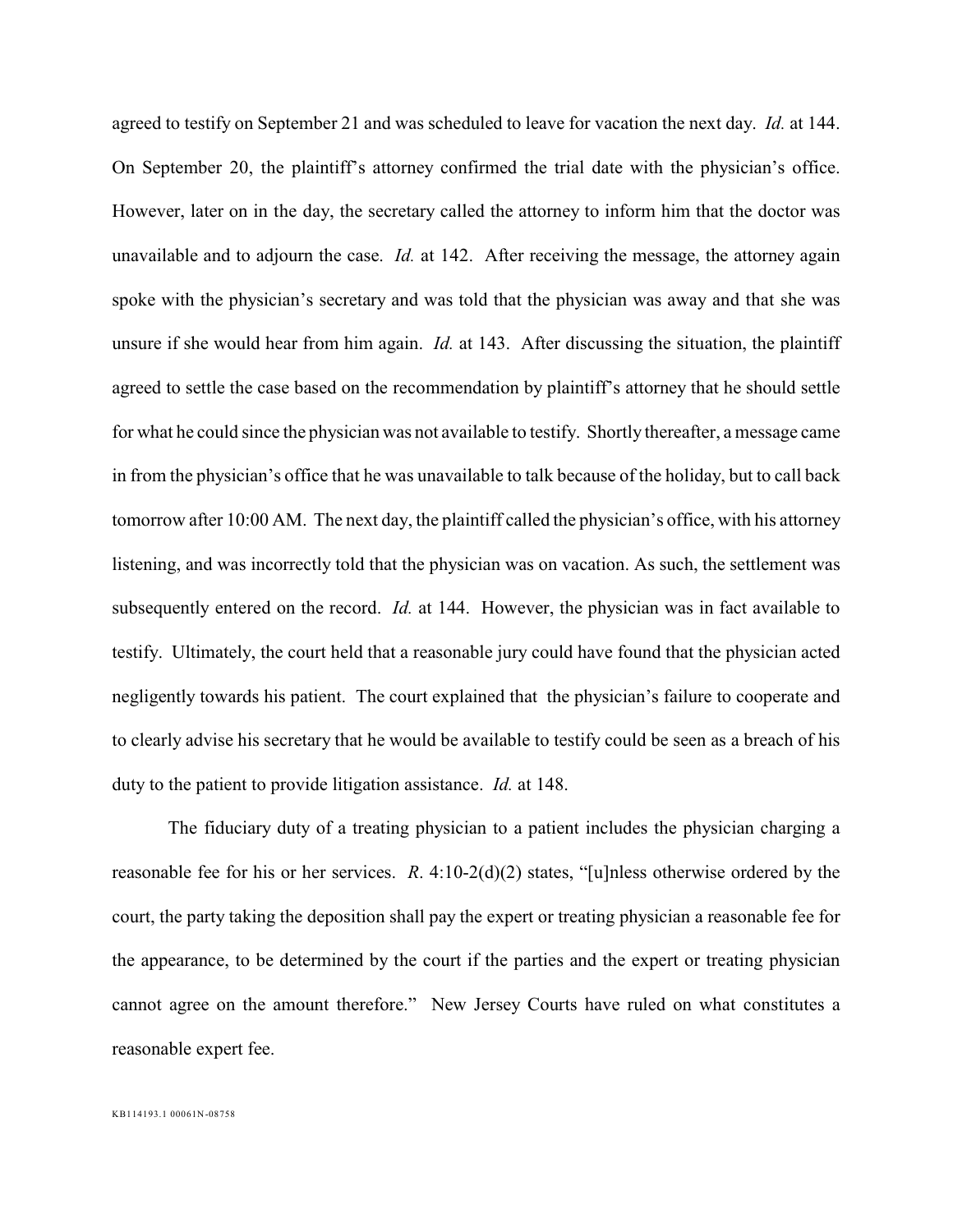agreed to testify on September 21 and was scheduled to leave for vacation the next day. *Id.* at 144. On September 20, the plaintiff's attorney confirmed the trial date with the physician's office. However, later on in the day, the secretary called the attorney to inform him that the doctor was unavailable and to adjourn the case. *Id.* at 142. After receiving the message, the attorney again spoke with the physician's secretary and was told that the physician was away and that she was unsure if she would hear from him again. *Id.* at 143. After discussing the situation, the plaintiff agreed to settle the case based on the recommendation by plaintiff's attorney that he should settle for what he could since the physician was not available to testify. Shortly thereafter, a message came in from the physician's office that he was unavailable to talk because of the holiday, but to call back tomorrow after 10:00 AM. The next day, the plaintiff called the physician's office, with his attorney listening, and was incorrectly told that the physician was on vacation. As such, the settlement was subsequently entered on the record. *Id.* at 144. However, the physician was in fact available to testify. Ultimately, the court held that a reasonable jury could have found that the physician acted negligently towards his patient. The court explained that the physician's failure to cooperate and to clearly advise his secretary that he would be available to testify could be seen as a breach of his duty to the patient to provide litigation assistance. *Id.* at 148.

The fiduciary duty of a treating physician to a patient includes the physician charging a reasonable fee for his or her services. *R*. 4:10-2(d)(2) states, "[u]nless otherwise ordered by the court, the party taking the deposition shall pay the expert or treating physician a reasonable fee for the appearance, to be determined by the court if the parties and the expert or treating physician cannot agree on the amount therefore." New Jersey Courts have ruled on what constitutes a reasonable expert fee.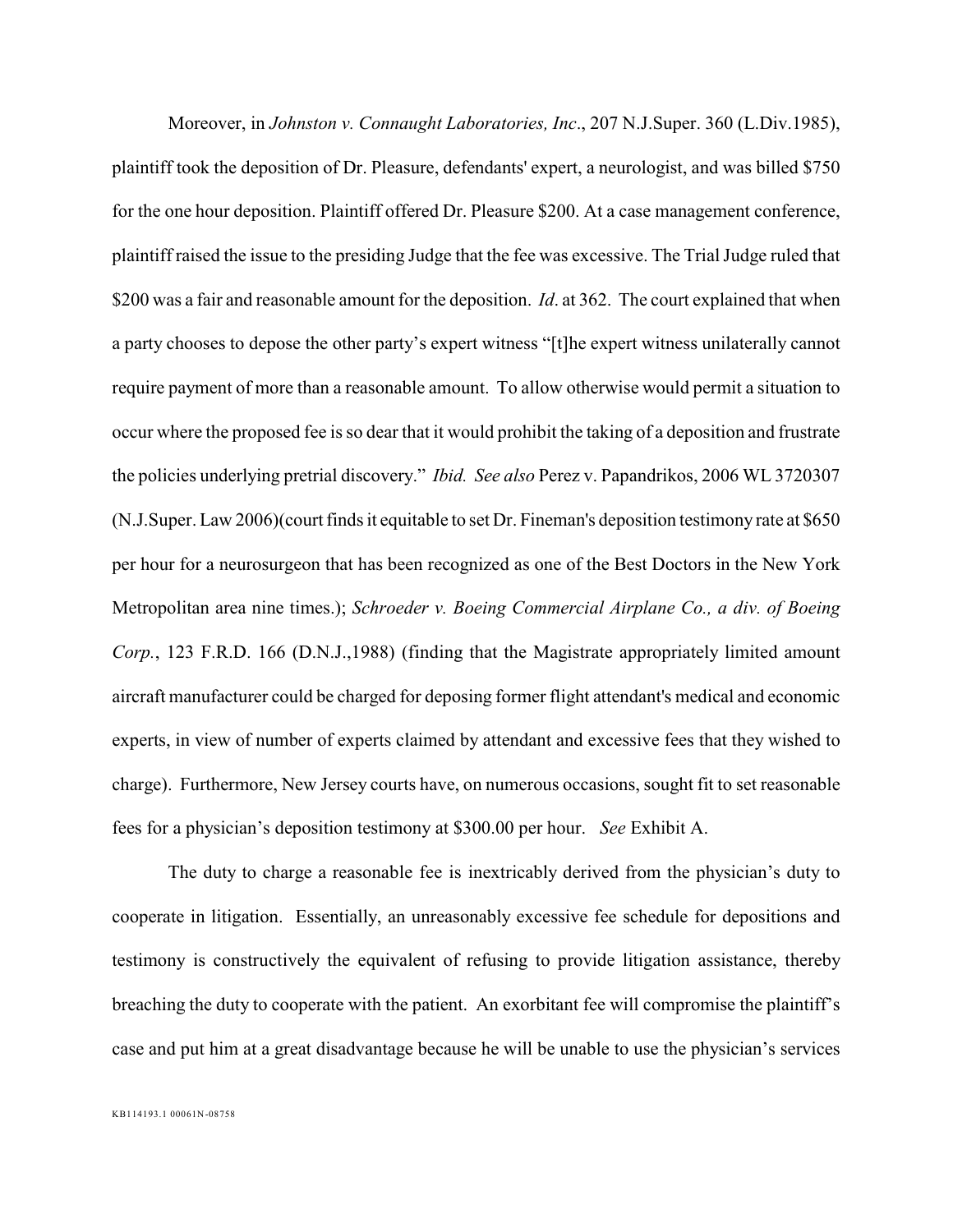Moreover, in *Johnston v. Connaught Laboratories, Inc*., 207 N.J.Super. 360 (L.Div.1985), plaintiff took the deposition of Dr. Pleasure, defendants' expert, a neurologist, and was billed $750 for the one hour deposition. Plaintiff offered Dr. Pleasure $200. At a case management conference, plaintiff raised the issue to the presiding Judge that the fee was excessive. The Trial Judge ruled that $200 was a fair and reasonable amount for the deposition. *Id*. at 362. The court explained that when a party chooses to depose the other party's expert witness "[t]he expert witness unilaterally cannot require payment of more than a reasonable amount. To allow otherwise would permit a situation to occur where the proposed fee is so dear that it would prohibit the taking of a deposition and frustrate the policies underlying pretrial discovery." *Ibid. See also* Perez v. Papandrikos, 2006 WL 3720307 (N.J.Super. Law 2006)(court finds it equitable to set Dr. Fineman's deposition testimony rate at $650 per hour for a neurosurgeon that has been recognized as one of the Best Doctors in the New York Metropolitan area nine times.); *Schroeder v. Boeing Commercial Airplane Co., a div. of Boeing Corp.*, 123 F.R.D. 166 (D.N.J.,1988) (finding that the Magistrate appropriately limited amount aircraft manufacturer could be charged for deposing former flight attendant's medical and economic experts, in view of number of experts claimed by attendant and excessive fees that they wished to charge). Furthermore, New Jersey courts have, on numerous occasions, sought fit to set reasonable fees for a physician's deposition testimony at $300.00 per hour. *See* Exhibit A.

The duty to charge a reasonable fee is inextricably derived from the physician's duty to cooperate in litigation. Essentially, an unreasonably excessive fee schedule for depositions and testimony is constructively the equivalent of refusing to provide litigation assistance, thereby breaching the duty to cooperate with the patient. An exorbitant fee will compromise the plaintiff's case and put him at a great disadvantage because he will be unable to use the physician's services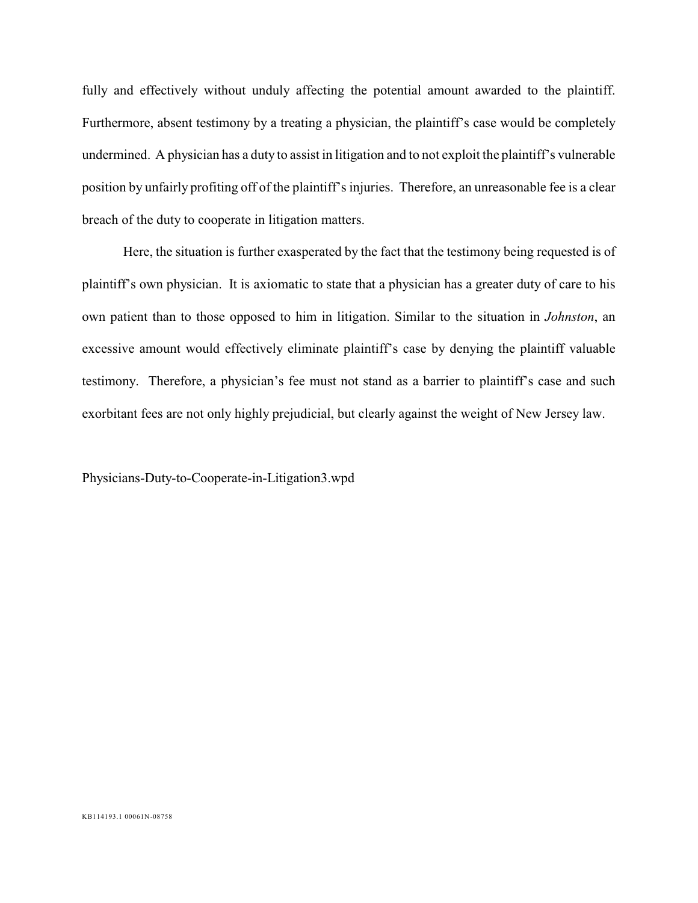fully and effectively without unduly affecting the potential amount awarded to the plaintiff. Furthermore, absent testimony by a treating a physician, the plaintiff's case would be completely undermined. A physician has a duty to assist in litigation and to not exploit the plaintiff's vulnerable position by unfairly profiting off of the plaintiff's injuries. Therefore, an unreasonable fee is a clear breach of the duty to cooperate in litigation matters.

Here, the situation is further exasperated by the fact that the testimony being requested is of plaintiff's own physician. It is axiomatic to state that a physician has a greater duty of care to his own patient than to those opposed to him in litigation. Similar to the situation in *Johnston*, an excessive amount would effectively eliminate plaintiff's case by denying the plaintiff valuable testimony. Therefore, a physician's fee must not stand as a barrier to plaintiff's case and such exorbitant fees are not only highly prejudicial, but clearly against the weight of New Jersey law.

Physicians-Duty-to-Cooperate-in-Litigation3.wpd

KB114193.1 00061N-08758